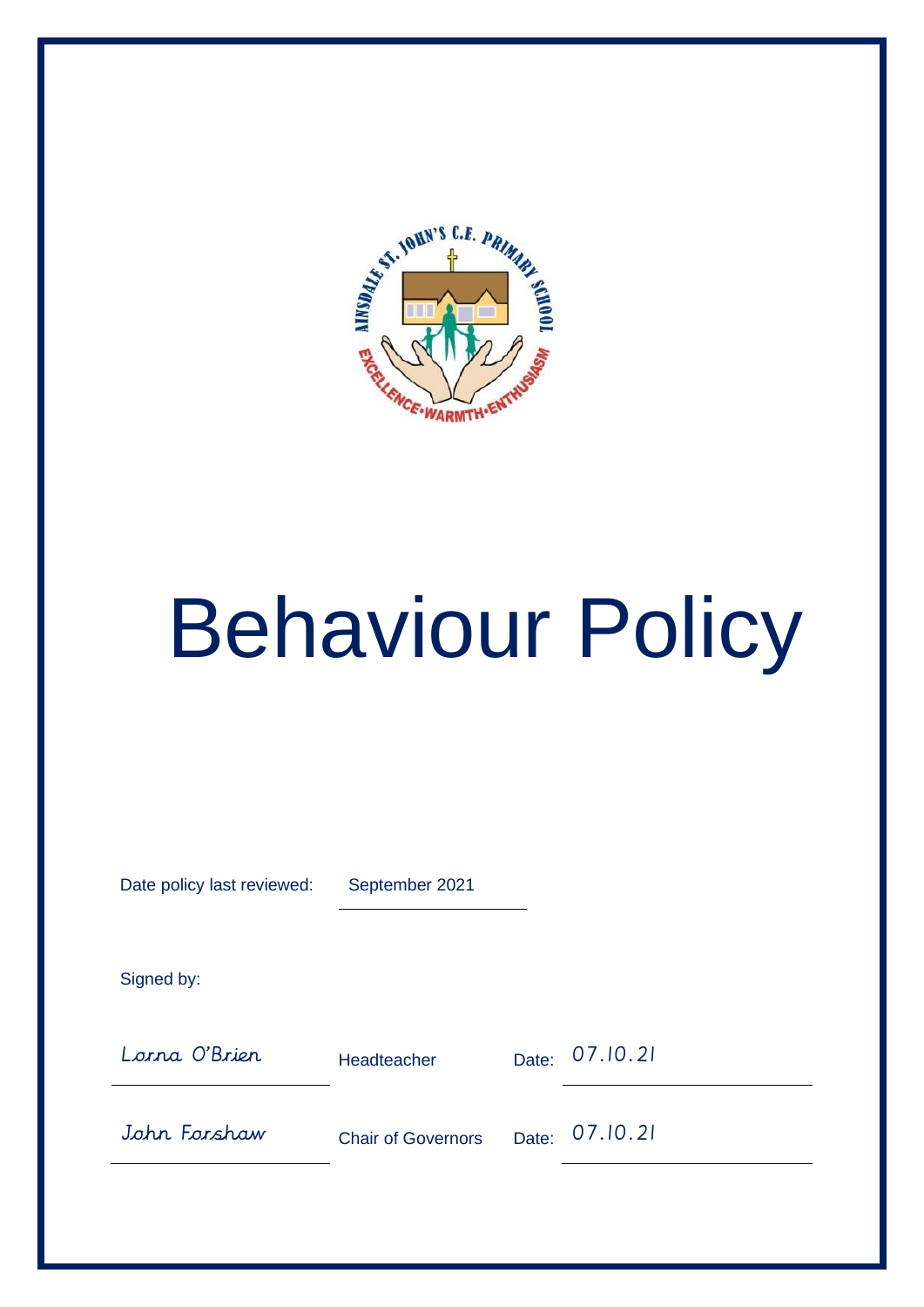# Behaviour Policy

Date policy last reviewed: September 2021

Signed by:

| | | | |
|---|---|---|---|
| Lorna O'Brien | Headteacher | Date: | 07.10.21 |
| John Forshaw | Chair of Governors | Date: | 07.10.21 |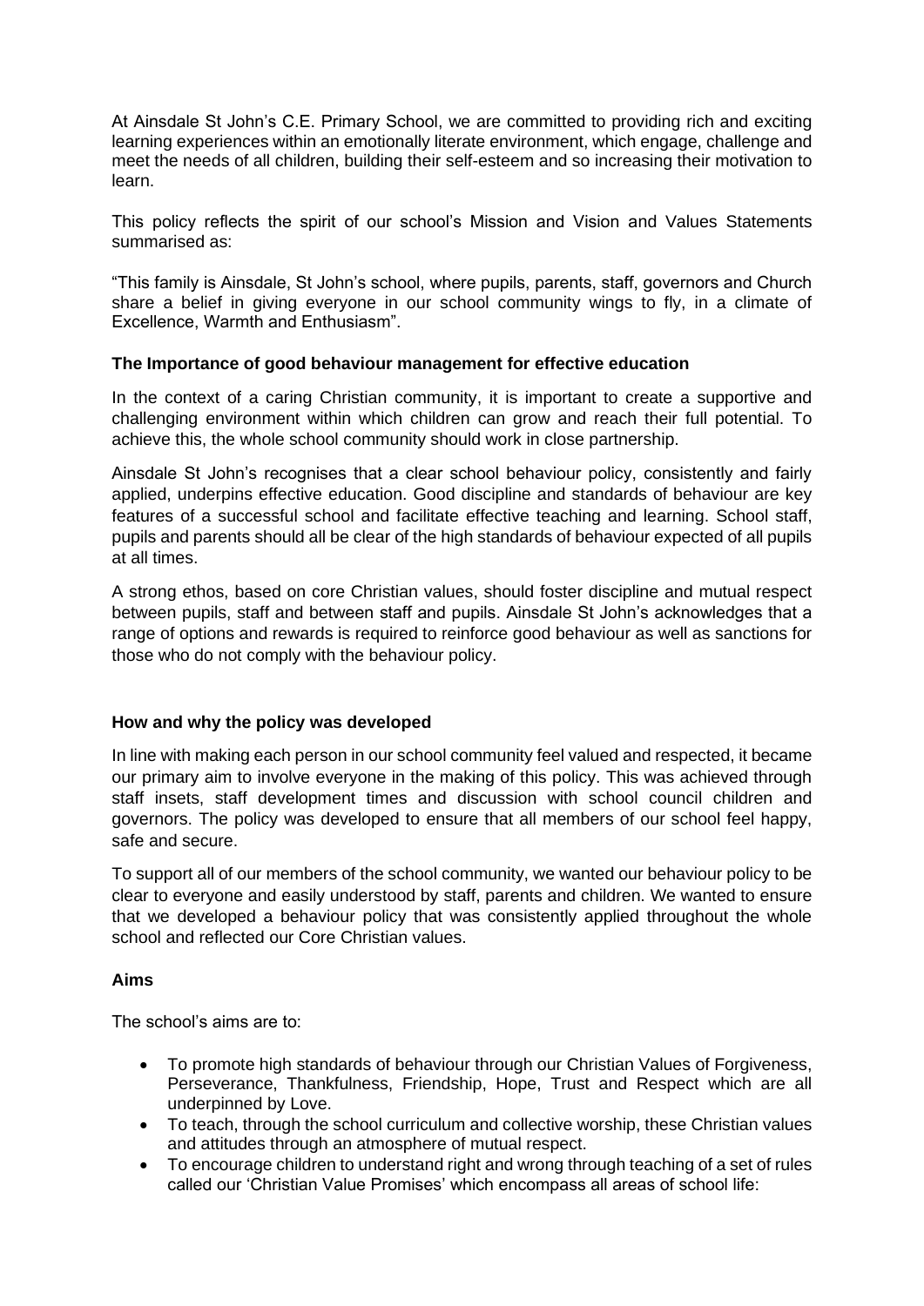At Ainsdale St John's C.E. Primary School, we are committed to providing rich and exciting learning experiences within an emotionally literate environment, which engage, challenge and meet the needs of all children, building their self-esteem and so increasing their motivation to learn.

This policy reflects the spirit of our school's Mission and Vision and Values Statements summarised as:

"This family is Ainsdale, St John's school, where pupils, parents, staff, governors and Church share a belief in giving everyone in our school community wings to fly, in a climate of Excellence, Warmth and Enthusiasm".

**The Importance of good behaviour management for effective education**

In the context of a caring Christian community, it is important to create a supportive and challenging environment within which children can grow and reach their full potential. To achieve this, the whole school community should work in close partnership.

Ainsdale St John's recognises that a clear school behaviour policy, consistently and fairly applied, underpins effective education. Good discipline and standards of behaviour are key features of a successful school and facilitate effective teaching and learning. School staff, pupils and parents should all be clear of the high standards of behaviour expected of all pupils at all times.

A strong ethos, based on core Christian values, should foster discipline and mutual respect between pupils, staff and between staff and pupils. Ainsdale St John's acknowledges that a range of options and rewards is required to reinforce good behaviour as well as sanctions for those who do not comply with the behaviour policy.

**How and why the policy was developed**

In line with making each person in our school community feel valued and respected, it became our primary aim to involve everyone in the making of this policy. This was achieved through staff insets, staff development times and discussion with school council children and governors. The policy was developed to ensure that all members of our school feel happy, safe and secure.

To support all of our members of the school community, we wanted our behaviour policy to be clear to everyone and easily understood by staff, parents and children. We wanted to ensure that we developed a behaviour policy that was consistently applied throughout the whole school and reflected our Core Christian values.

**Aims**

The school's aims are to:

- To promote high standards of behaviour through our Christian Values of Forgiveness, Perseverance, Thankfulness, Friendship, Hope, Trust and Respect which are all underpinned by Love.
- To teach, through the school curriculum and collective worship, these Christian values and attitudes through an atmosphere of mutual respect.
- To encourage children to understand right and wrong through teaching of a set of rules called our 'Christian Value Promises' which encompass all areas of school life: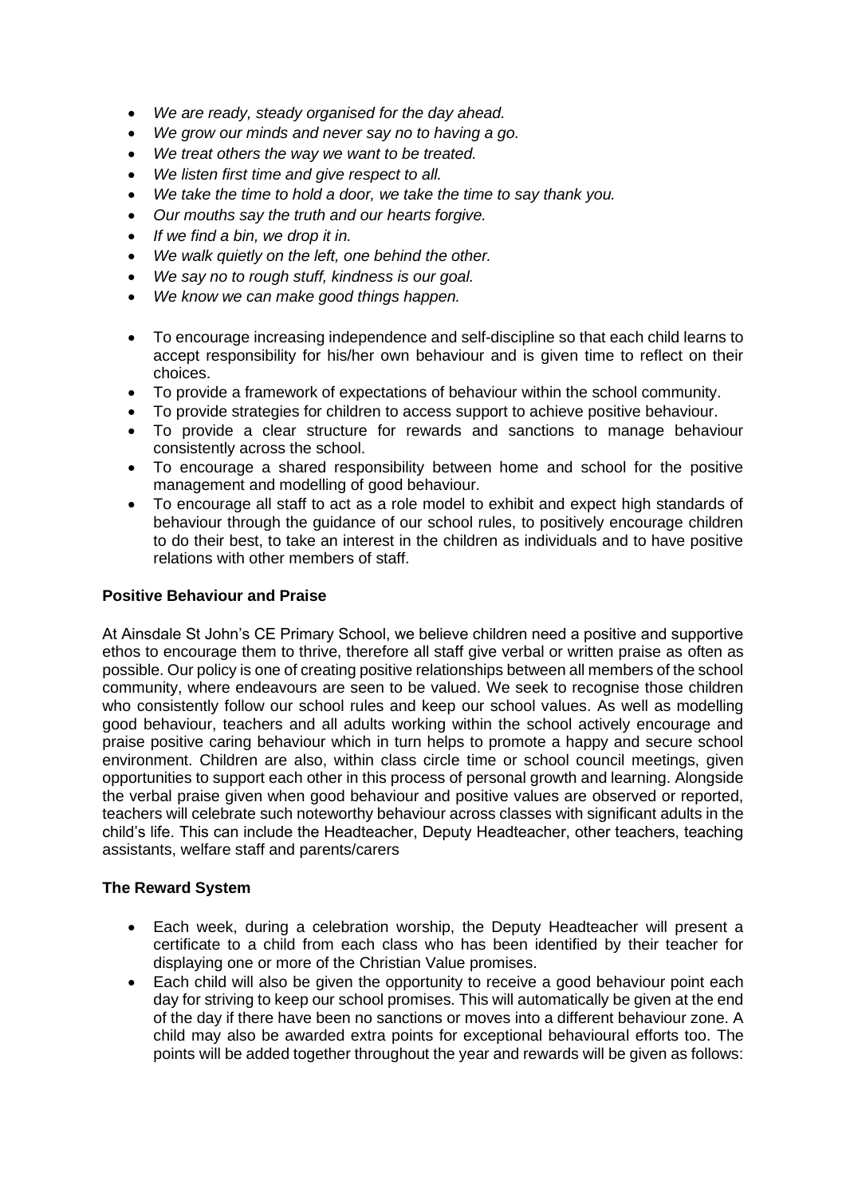- *We are ready, steady organised for the day ahead.*
- *We grow our minds and never say no to having a go.*
- *We treat others the way we want to be treated.*
- *We listen first time and give respect to all.*
- *We take the time to hold a door, we take the time to say thank you.*
- *Our mouths say the truth and our hearts forgive.*
- *If we find a bin, we drop it in.*
- *We walk quietly on the left, one behind the other.*
- *We say no to rough stuff, kindness is our goal.*
- *We know we can make good things happen.*

- To encourage increasing independence and self-discipline so that each child learns to accept responsibility for his/her own behaviour and is given time to reflect on their choices.
- To provide a framework of expectations of behaviour within the school community.
- To provide strategies for children to access support to achieve positive behaviour.
- To provide a clear structure for rewards and sanctions to manage behaviour consistently across the school.
- To encourage a shared responsibility between home and school for the positive management and modelling of good behaviour.
- To encourage all staff to act as a role model to exhibit and expect high standards of behaviour through the guidance of our school rules, to positively encourage children to do their best, to take an interest in the children as individuals and to have positive relations with other members of staff.

**Positive Behaviour and Praise**

At Ainsdale St John's CE Primary School, we believe children need a positive and supportive ethos to encourage them to thrive, therefore all staff give verbal or written praise as often as possible. Our policy is one of creating positive relationships between all members of the school community, where endeavours are seen to be valued. We seek to recognise those children who consistently follow our school rules and keep our school values. As well as modelling good behaviour, teachers and all adults working within the school actively encourage and praise positive caring behaviour which in turn helps to promote a happy and secure school environment. Children are also, within class circle time or school council meetings, given opportunities to support each other in this process of personal growth and learning. Alongside the verbal praise given when good behaviour and positive values are observed or reported, teachers will celebrate such noteworthy behaviour across classes with significant adults in the child's life. This can include the Headteacher, Deputy Headteacher, other teachers, teaching assistants, welfare staff and parents/carers

**The Reward System**

- Each week, during a celebration worship, the Deputy Headteacher will present a certificate to a child from each class who has been identified by their teacher for displaying one or more of the Christian Value promises.
- Each child will also be given the opportunity to receive a good behaviour point each day for striving to keep our school promises. This will automatically be given at the end of the day if there have been no sanctions or moves into a different behaviour zone. A child may also be awarded extra points for exceptional behavioural efforts too. The points will be added together throughout the year and rewards will be given as follows: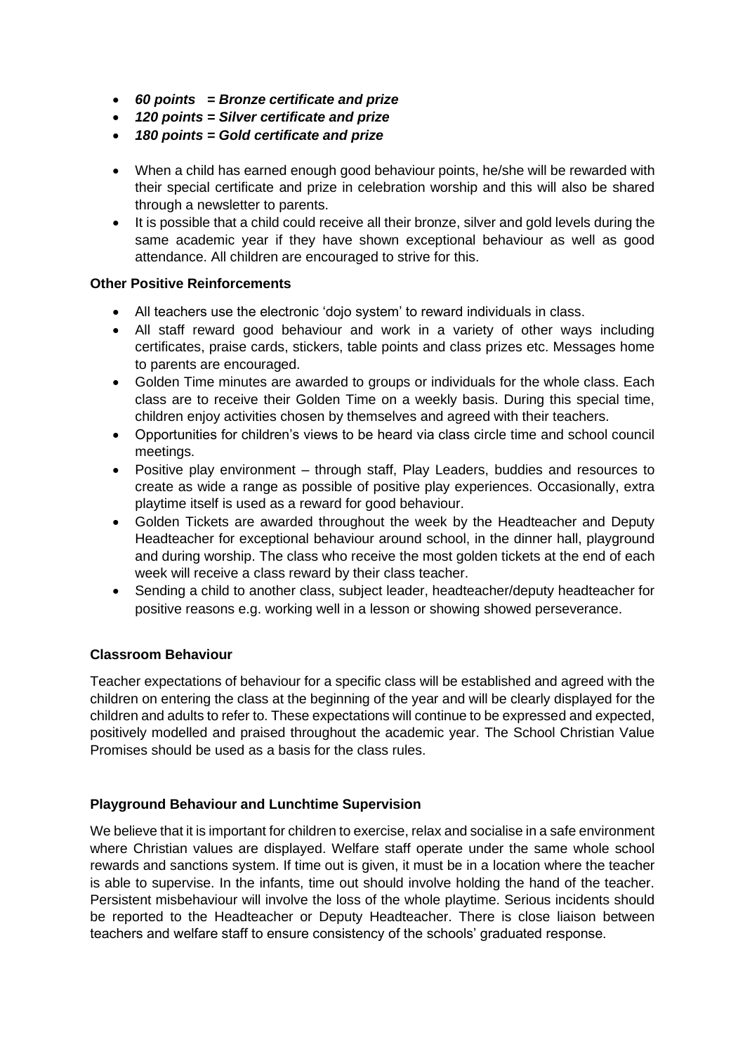- ***60 points = Bronze certificate and prize***
- ***120 points = Silver certificate and prize***
- ***180 points = Gold certificate and prize***

- When a child has earned enough good behaviour points, he/she will be rewarded with their special certificate and prize in celebration worship and this will also be shared through a newsletter to parents.
- It is possible that a child could receive all their bronze, silver and gold levels during the same academic year if they have shown exceptional behaviour as well as good attendance. All children are encouraged to strive for this.

**Other Positive Reinforcements**

- All teachers use the electronic 'dojo system' to reward individuals in class.
- All staff reward good behaviour and work in a variety of other ways including certificates, praise cards, stickers, table points and class prizes etc. Messages home to parents are encouraged.
- Golden Time minutes are awarded to groups or individuals for the whole class. Each class are to receive their Golden Time on a weekly basis. During this special time, children enjoy activities chosen by themselves and agreed with their teachers.
- Opportunities for children's views to be heard via class circle time and school council meetings.
- Positive play environment – through staff, Play Leaders, buddies and resources to create as wide a range as possible of positive play experiences. Occasionally, extra playtime itself is used as a reward for good behaviour.
- Golden Tickets are awarded throughout the week by the Headteacher and Deputy Headteacher for exceptional behaviour around school, in the dinner hall, playground and during worship. The class who receive the most golden tickets at the end of each week will receive a class reward by their class teacher.
- Sending a child to another class, subject leader, headteacher/deputy headteacher for positive reasons e.g. working well in a lesson or showing showed perseverance.

**Classroom Behaviour**

Teacher expectations of behaviour for a specific class will be established and agreed with the children on entering the class at the beginning of the year and will be clearly displayed for the children and adults to refer to. These expectations will continue to be expressed and expected, positively modelled and praised throughout the academic year. The School Christian Value Promises should be used as a basis for the class rules.

**Playground Behaviour and Lunchtime Supervision**

We believe that it is important for children to exercise, relax and socialise in a safe environment where Christian values are displayed. Welfare staff operate under the same whole school rewards and sanctions system. If time out is given, it must be in a location where the teacher is able to supervise. In the infants, time out should involve holding the hand of the teacher. Persistent misbehaviour will involve the loss of the whole playtime. Serious incidents should be reported to the Headteacher or Deputy Headteacher. There is close liaison between teachers and welfare staff to ensure consistency of the schools' graduated response.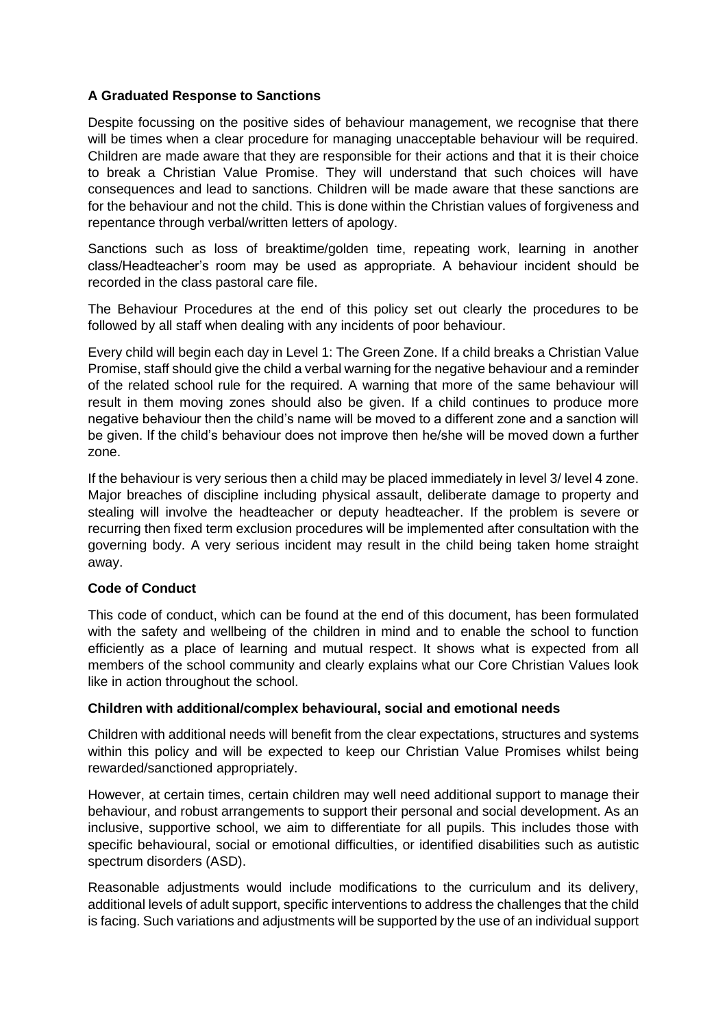**A Graduated Response to Sanctions**

Despite focussing on the positive sides of behaviour management, we recognise that there will be times when a clear procedure for managing unacceptable behaviour will be required. Children are made aware that they are responsible for their actions and that it is their choice to break a Christian Value Promise. They will understand that such choices will have consequences and lead to sanctions. Children will be made aware that these sanctions are for the behaviour and not the child. This is done within the Christian values of forgiveness and repentance through verbal/written letters of apology.

Sanctions such as loss of breaktime/golden time, repeating work, learning in another class/Headteacher's room may be used as appropriate. A behaviour incident should be recorded in the class pastoral care file.

The Behaviour Procedures at the end of this policy set out clearly the procedures to be followed by all staff when dealing with any incidents of poor behaviour.

Every child will begin each day in Level 1: The Green Zone. If a child breaks a Christian Value Promise, staff should give the child a verbal warning for the negative behaviour and a reminder of the related school rule for the required. A warning that more of the same behaviour will result in them moving zones should also be given. If a child continues to produce more negative behaviour then the child's name will be moved to a different zone and a sanction will be given. If the child's behaviour does not improve then he/she will be moved down a further zone.

If the behaviour is very serious then a child may be placed immediately in level 3/ level 4 zone. Major breaches of discipline including physical assault, deliberate damage to property and stealing will involve the headteacher or deputy headteacher. If the problem is severe or recurring then fixed term exclusion procedures will be implemented after consultation with the governing body. A very serious incident may result in the child being taken home straight away.

**Code of Conduct**

This code of conduct, which can be found at the end of this document, has been formulated with the safety and wellbeing of the children in mind and to enable the school to function efficiently as a place of learning and mutual respect. It shows what is expected from all members of the school community and clearly explains what our Core Christian Values look like in action throughout the school.

**Children with additional/complex behavioural, social and emotional needs**

Children with additional needs will benefit from the clear expectations, structures and systems within this policy and will be expected to keep our Christian Value Promises whilst being rewarded/sanctioned appropriately.

However, at certain times, certain children may well need additional support to manage their behaviour, and robust arrangements to support their personal and social development. As an inclusive, supportive school, we aim to differentiate for all pupils. This includes those with specific behavioural, social or emotional difficulties, or identified disabilities such as autistic spectrum disorders (ASD).

Reasonable adjustments would include modifications to the curriculum and its delivery, additional levels of adult support, specific interventions to address the challenges that the child is facing. Such variations and adjustments will be supported by the use of an individual support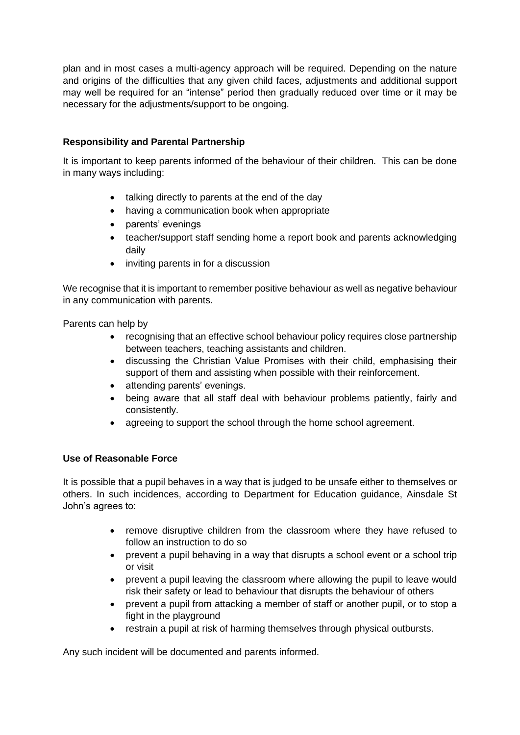plan and in most cases a multi-agency approach will be required. Depending on the nature and origins of the difficulties that any given child faces, adjustments and additional support may well be required for an "intense" period then gradually reduced over time or it may be necessary for the adjustments/support to be ongoing.

**Responsibility and Parental Partnership**

It is important to keep parents informed of the behaviour of their children. This can be done in many ways including:

- talking directly to parents at the end of the day
- having a communication book when appropriate
- parents' evenings
- teacher/support staff sending home a report book and parents acknowledging daily
- inviting parents in for a discussion

We recognise that it is important to remember positive behaviour as well as negative behaviour in any communication with parents.

Parents can help by

- recognising that an effective school behaviour policy requires close partnership between teachers, teaching assistants and children.
- discussing the Christian Value Promises with their child, emphasising their support of them and assisting when possible with their reinforcement.
- attending parents' evenings.
- being aware that all staff deal with behaviour problems patiently, fairly and consistently.
- agreeing to support the school through the home school agreement.

**Use of Reasonable Force**

It is possible that a pupil behaves in a way that is judged to be unsafe either to themselves or others. In such incidences, according to Department for Education guidance, Ainsdale St John's agrees to:

- remove disruptive children from the classroom where they have refused to follow an instruction to do so
- prevent a pupil behaving in a way that disrupts a school event or a school trip or visit
- prevent a pupil leaving the classroom where allowing the pupil to leave would risk their safety or lead to behaviour that disrupts the behaviour of others
- prevent a pupil from attacking a member of staff or another pupil, or to stop a fight in the playground
- restrain a pupil at risk of harming themselves through physical outbursts.

Any such incident will be documented and parents informed.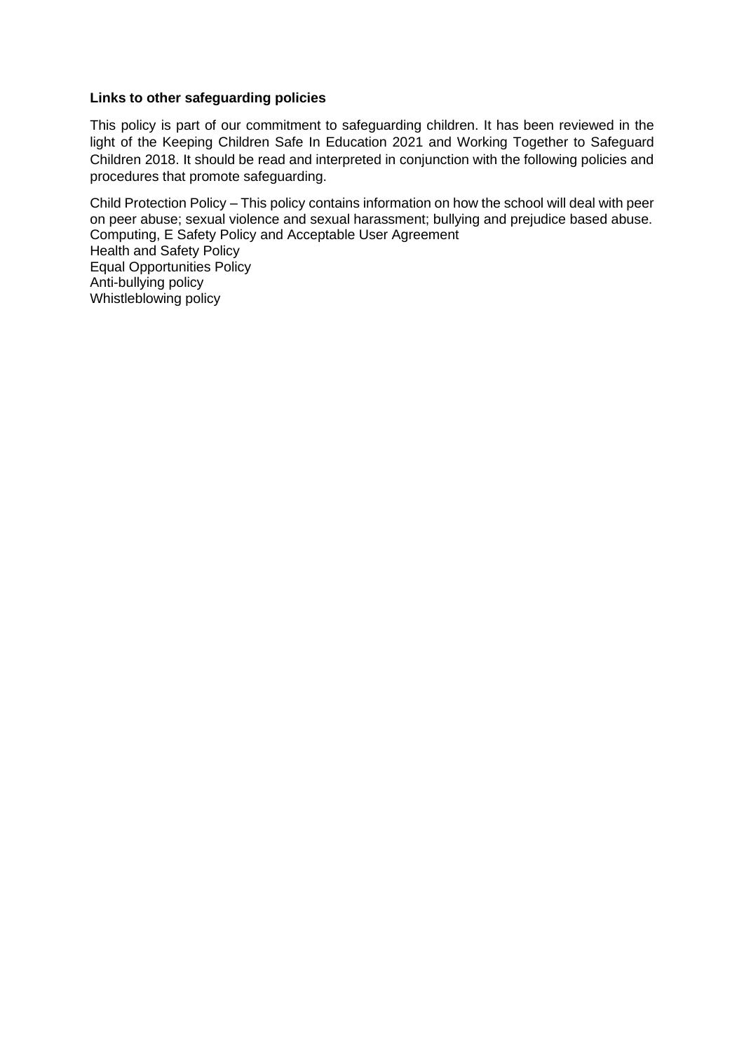**Links to other safeguarding policies**

This policy is part of our commitment to safeguarding children. It has been reviewed in the light of the Keeping Children Safe In Education 2021 and Working Together to Safeguard Children 2018. It should be read and interpreted in conjunction with the following policies and procedures that promote safeguarding.

Child Protection Policy – This policy contains information on how the school will deal with peer on peer abuse; sexual violence and sexual harassment; bullying and prejudice based abuse.
Computing, E Safety Policy and Acceptable User Agreement
Health and Safety Policy
Equal Opportunities Policy
Anti-bullying policy
Whistleblowing policy